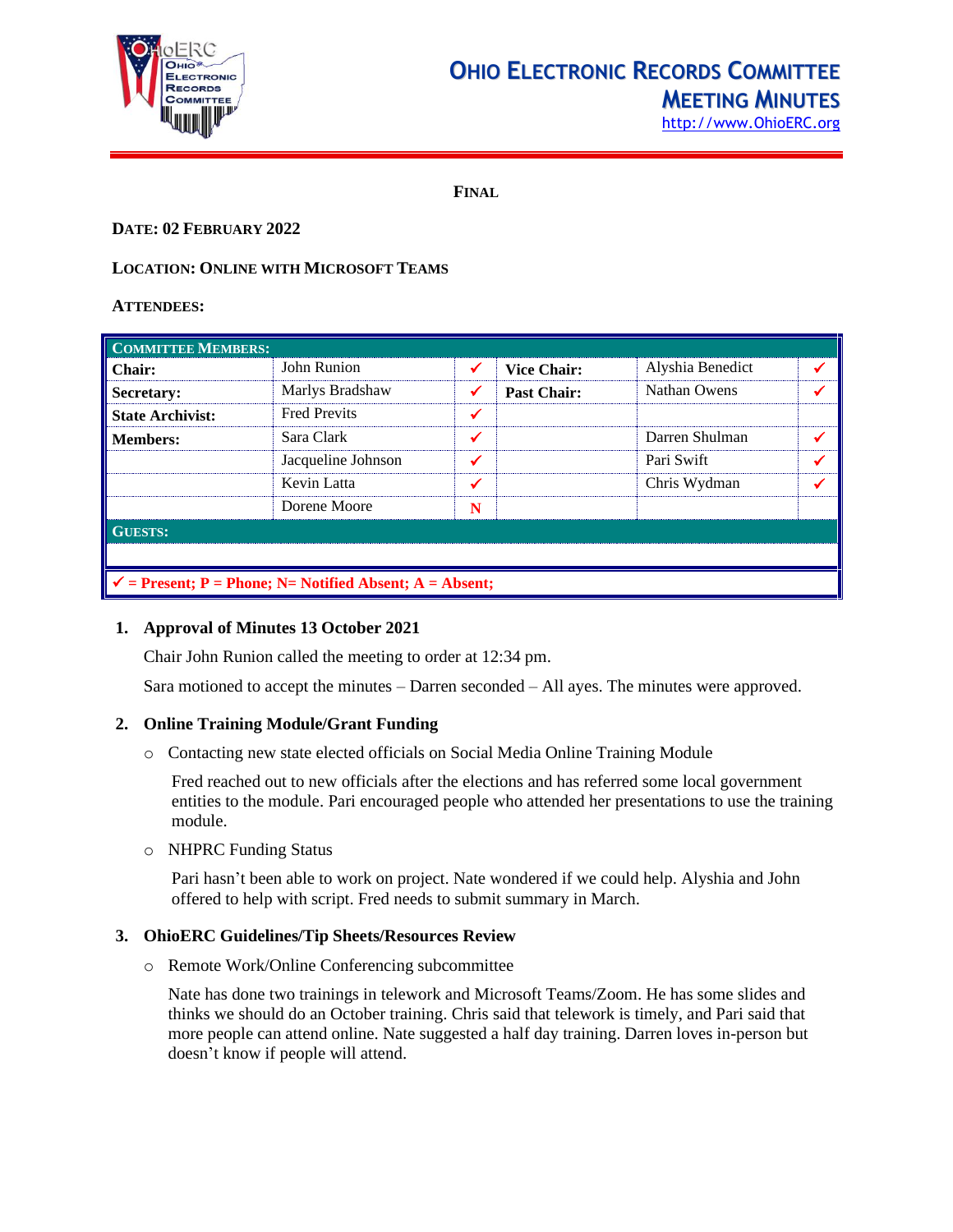# Ohio Electronic Records Committee Meeting Minutes

http://www.OhioERC.org

**FINAL**

**DATE: 02 FEBRUARY 2022**

**LOCATION: ONLINE WITH MICROSOFT TEAMS**

**ATTENDEES:**

| **COMMITTEE MEMBERS:** | | | | | |
|---|---|---|---|---|---|
| **Chair:** | John Runion | ✓ | **Vice Chair:** | Alyshia Benedict | ✓ |
| **Secretary:** | Marlys Bradshaw | ✓ | **Past Chair:** | Nathan Owens | ✓ |
| **State Archivist:** | Fred Previts | ✓ | | | |
| **Members:** | Sara Clark | ✓ | | Darren Shulman | ✓ |
| | Jacqueline Johnson | ✓ | | Pari Swift | ✓ |
| | Kevin Latta | ✓ | | Chris Wydman | ✓ |
| | Dorene Moore | N | | | |
| **GUESTS:** | | | | | |
| | | | | | |
| ✓ = Present; P = Phone; N= Notified Absent; A = Absent; | | | | | |

1. **Approval of Minutes 13 October 2021**

   Chair John Runion called the meeting to order at 12:34 pm.

   Sara motioned to accept the minutes – Darren seconded – All ayes. The minutes were approved.

2. **Online Training Module/Grant Funding**

   - Contacting new state elected officials on Social Media Online Training Module

     Fred reached out to new officials after the elections and has referred some local government entities to the module. Pari encouraged people who attended her presentations to use the training module.

   - NHPRC Funding Status

     Pari hasn't been able to work on project. Nate wondered if we could help. Alyshia and John offered to help with script. Fred needs to submit summary in March.

3. **OhioERC Guidelines/Tip Sheets/Resources Review**

   - Remote Work/Online Conferencing subcommittee

     Nate has done two trainings in telework and Microsoft Teams/Zoom. He has some slides and thinks we should do an October training. Chris said that telework is timely, and Pari said that more people can attend online. Nate suggested a half day training. Darren loves in-person but doesn't know if people will attend.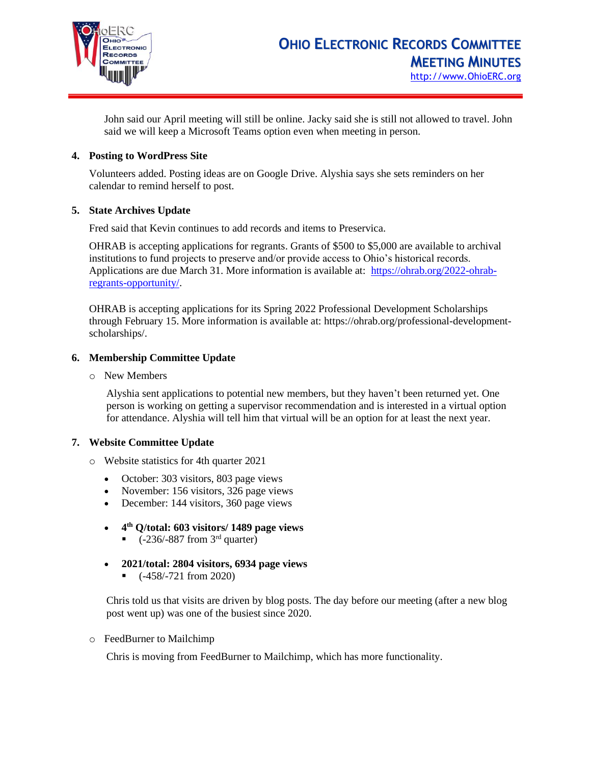John said our April meeting will still be online. Jacky said she is still not allowed to travel. John said we will keep a Microsoft Teams option even when meeting in person.

**4. Posting to WordPress Site**

Volunteers added. Posting ideas are on Google Drive. Alyshia says she sets reminders on her calendar to remind herself to post.

**5. State Archives Update**

Fred said that Kevin continues to add records and items to Preservica.

OHRAB is accepting applications for regrants. Grants of $500 to $5,000 are available to archival institutions to fund projects to preserve and/or provide access to Ohio's historical records. Applications are due March 31. More information is available at: [https://ohrab.org/2022-ohrab-regrants-opportunity/](https://ohrab.org/2022-ohrab-regrants-opportunity/).

OHRAB is accepting applications for its Spring 2022 Professional Development Scholarships through February 15. More information is available at: https://ohrab.org/professional-development-scholarships/.

**6. Membership Committee Update**

- New Members

  Alyshia sent applications to potential new members, but they haven't been returned yet. One person is working on getting a supervisor recommendation and is interested in a virtual option for attendance. Alyshia will tell him that virtual will be an option for at least the next year.

**7. Website Committee Update**

- Website statistics for 4th quarter 2021
  - October: 303 visitors, 803 page views
  - November: 156 visitors, 326 page views
  - December: 144 visitors, 360 page views

  - **4th Q/total: 603 visitors/ 1489 page views**
    - (-236/-887 from 3rd quarter)

  - **2021/total: 2804 visitors, 6934 page views**
    - (-458/-721 from 2020)

  Chris told us that visits are driven by blog posts. The day before our meeting (after a new blog post went up) was one of the busiest since 2020.

- FeedBurner to Mailchimp

  Chris is moving from FeedBurner to Mailchimp, which has more functionality.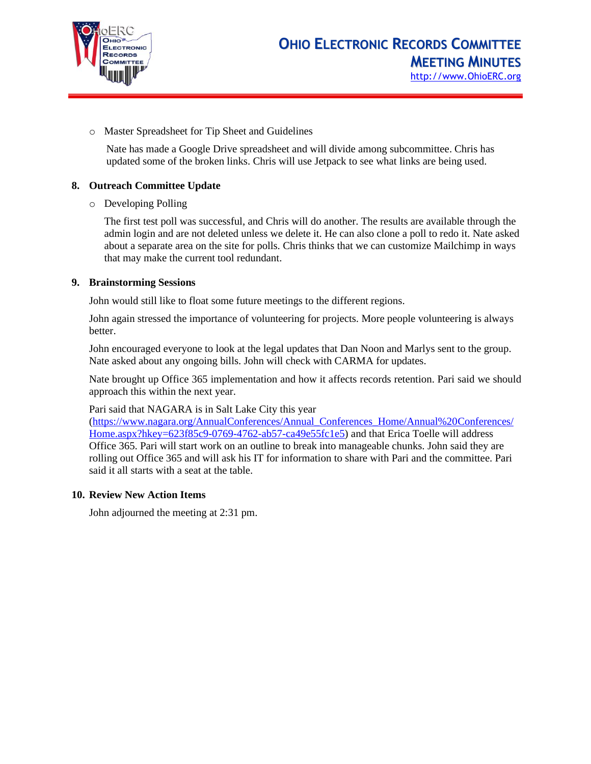- Master Spreadsheet for Tip Sheet and Guidelines

  Nate has made a Google Drive spreadsheet and will divide among subcommittee. Chris has updated some of the broken links. Chris will use Jetpack to see what links are being used.

**8. Outreach Committee Update**

- Developing Polling

  The first test poll was successful, and Chris will do another. The results are available through the admin login and are not deleted unless we delete it. He can also clone a poll to redo it. Nate asked about a separate area on the site for polls. Chris thinks that we can customize Mailchimp in ways that may make the current tool redundant.

**9. Brainstorming Sessions**

John would still like to float some future meetings to the different regions.

John again stressed the importance of volunteering for projects. More people volunteering is always better.

John encouraged everyone to look at the legal updates that Dan Noon and Marlys sent to the group. Nate asked about any ongoing bills. John will check with CARMA for updates.

Nate brought up Office 365 implementation and how it affects records retention. Pari said we should approach this within the next year.

Pari said that NAGARA is in Salt Lake City this year (https://www.nagara.org/AnnualConferences/Annual_Conferences_Home/Annual%20Conferences/Home.aspx?hkey=623f85c9-0769-4762-ab57-ca49e55fc1e5) and that Erica Toelle will address Office 365. Pari will start work on an outline to break into manageable chunks. John said they are rolling out Office 365 and will ask his IT for information to share with Pari and the committee. Pari said it all starts with a seat at the table.

**10. Review New Action Items**

John adjourned the meeting at 2:31 pm.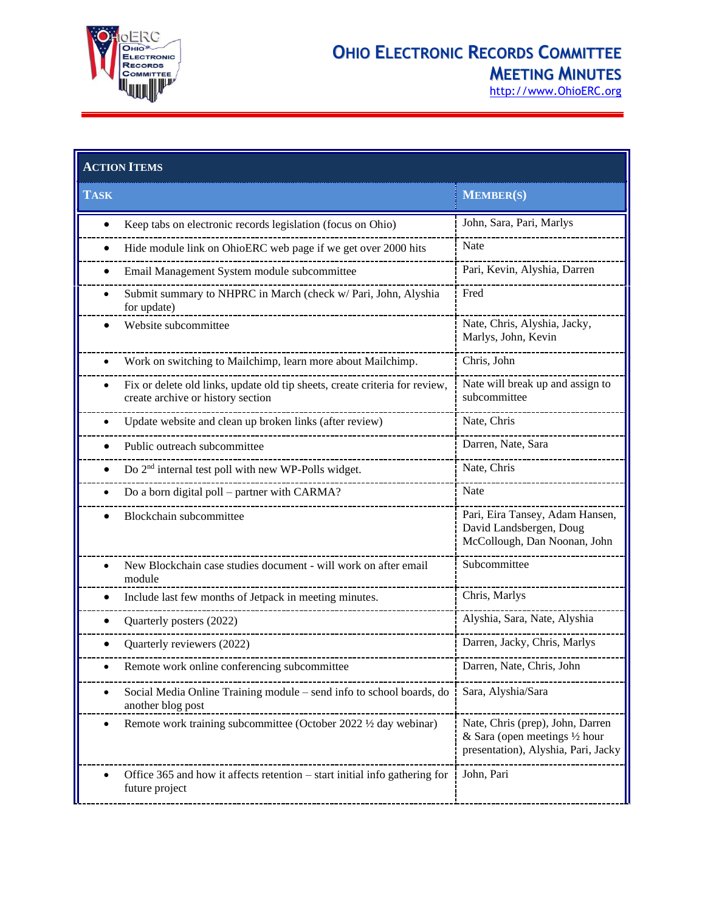# Ohio Electronic Records Committee

## Meeting Minutes

http://www.OhioERC.org

| Action Items | |
|---|---|
| **Task** | **Member(s)** |
| • Keep tabs on electronic records legislation (focus on Ohio) | John, Sara, Pari, Marlys |
| • Hide module link on OhioERC web page if we get over 2000 hits | Nate |
| • Email Management System module subcommittee | Pari, Kevin, Alyshia, Darren |
| • Submit summary to NHPRC in March (check w/ Pari, John, Alyshia for update) | Fred |
| • Website subcommittee | Nate, Chris, Alyshia, Jacky, Marlys, John, Kevin |
| • Work on switching to Mailchimp, learn more about Mailchimp. | Chris, John |
| • Fix or delete old links, update old tip sheets, create criteria for review, create archive or history section | Nate will break up and assign to subcommittee |
| • Update website and clean up broken links (after review) | Nate, Chris |
| • Public outreach subcommittee | Darren, Nate, Sara |
| • Do 2nd internal test poll with new WP-Polls widget. | Nate, Chris |
| • Do a born digital poll – partner with CARMA? | Nate |
| • Blockchain subcommittee | Pari, Eira Tansey, Adam Hansen, David Landsbergen, Doug McCollough, Dan Noonan, John |
| • New Blockchain case studies document - will work on after email module | Subcommittee |
| • Include last few months of Jetpack in meeting minutes. | Chris, Marlys |
| • Quarterly posters (2022) | Alyshia, Sara, Nate, Alyshia |
| • Quarterly reviewers (2022) | Darren, Jacky, Chris, Marlys |
| • Remote work online conferencing subcommittee | Darren, Nate, Chris, John |
| • Social Media Online Training module – send info to school boards, do another blog post | Sara, Alyshia/Sara |
| • Remote work training subcommittee (October 2022 ½ day webinar) | Nate, Chris (prep), John, Darren & Sara (open meetings ½ hour presentation), Alyshia, Pari, Jacky |
| • Office 365 and how it affects retention – start initial info gathering for future project | John, Pari |